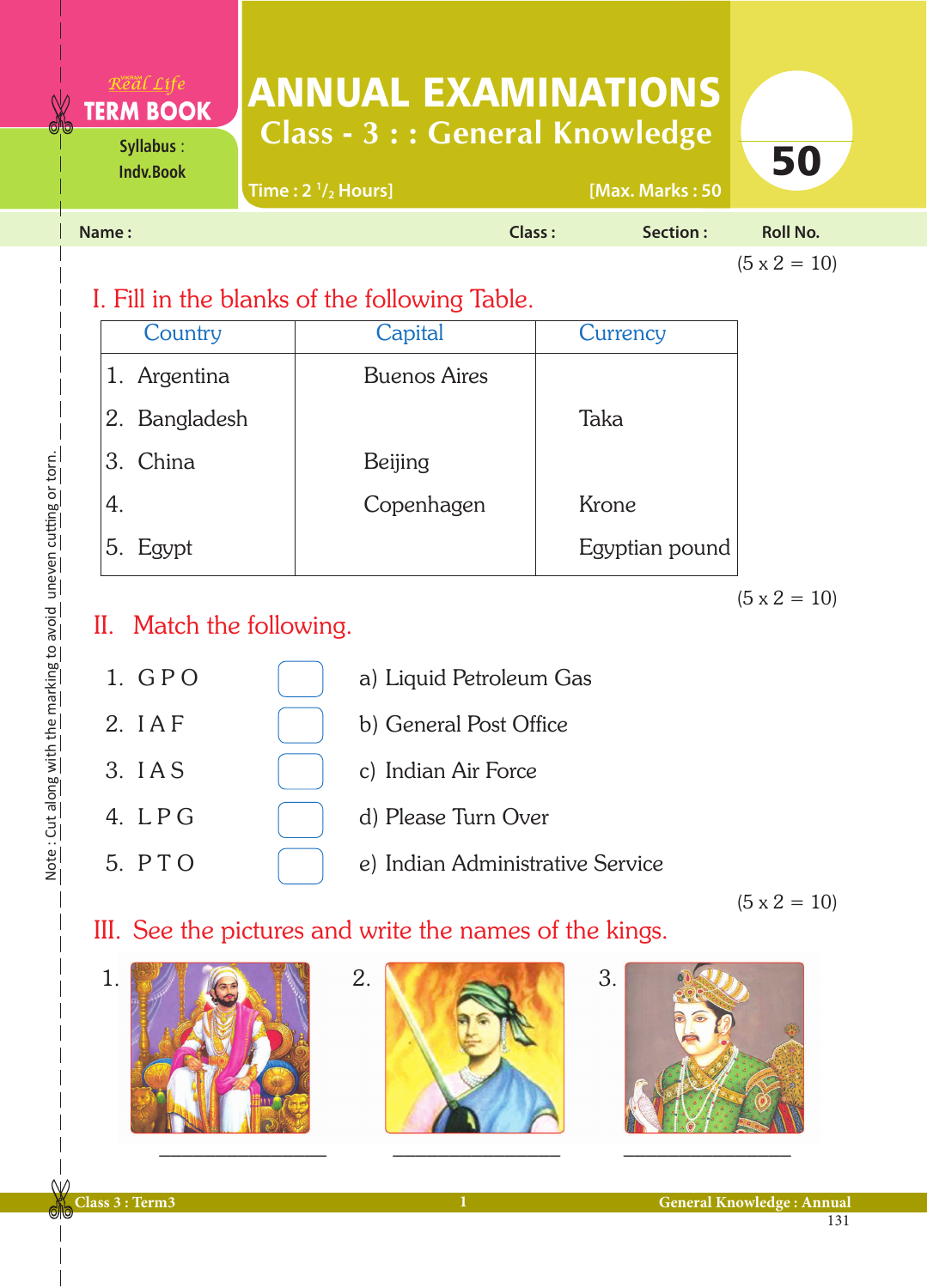Real Life
TERM BOOK
Syllabus : Indv.Book

# ANNUAL EXAMINATIONS

## Class - 3 : : General Knowledge

Time : 2 1/2 Hours] [Max. Marks : 50

50

**Name :** **Class :** **Section :** **Roll No.**

(5 x 2 = 10)

## I. Fill in the blanks of the following Table.

| Country | Capital | Currency |
|---|---|---|
| 1. Argentina | Buenos Aires | |
| 2. Bangladesh | | Taka |
| 3. China | Beijing | |
| 4. | Copenhagen | Krone |
| 5. Egypt | | Egyptian pound |

(5 x 2 = 10)

## II. Match the following.

1. G P O [ ] a) Liquid Petroleum Gas
2. I A F [ ] b) General Post Office
3. I A S [ ] c) Indian Air Force
4. L P G [ ] d) Please Turn Over
5. P T O [ ] e) Indian Administrative Service

(5 x 2 = 10)

## III. See the pictures and write the names of the kings.

1. ________________
2. ________________
3. ________________

Note : Cut along with the marking to avoid uneven cutting or torn.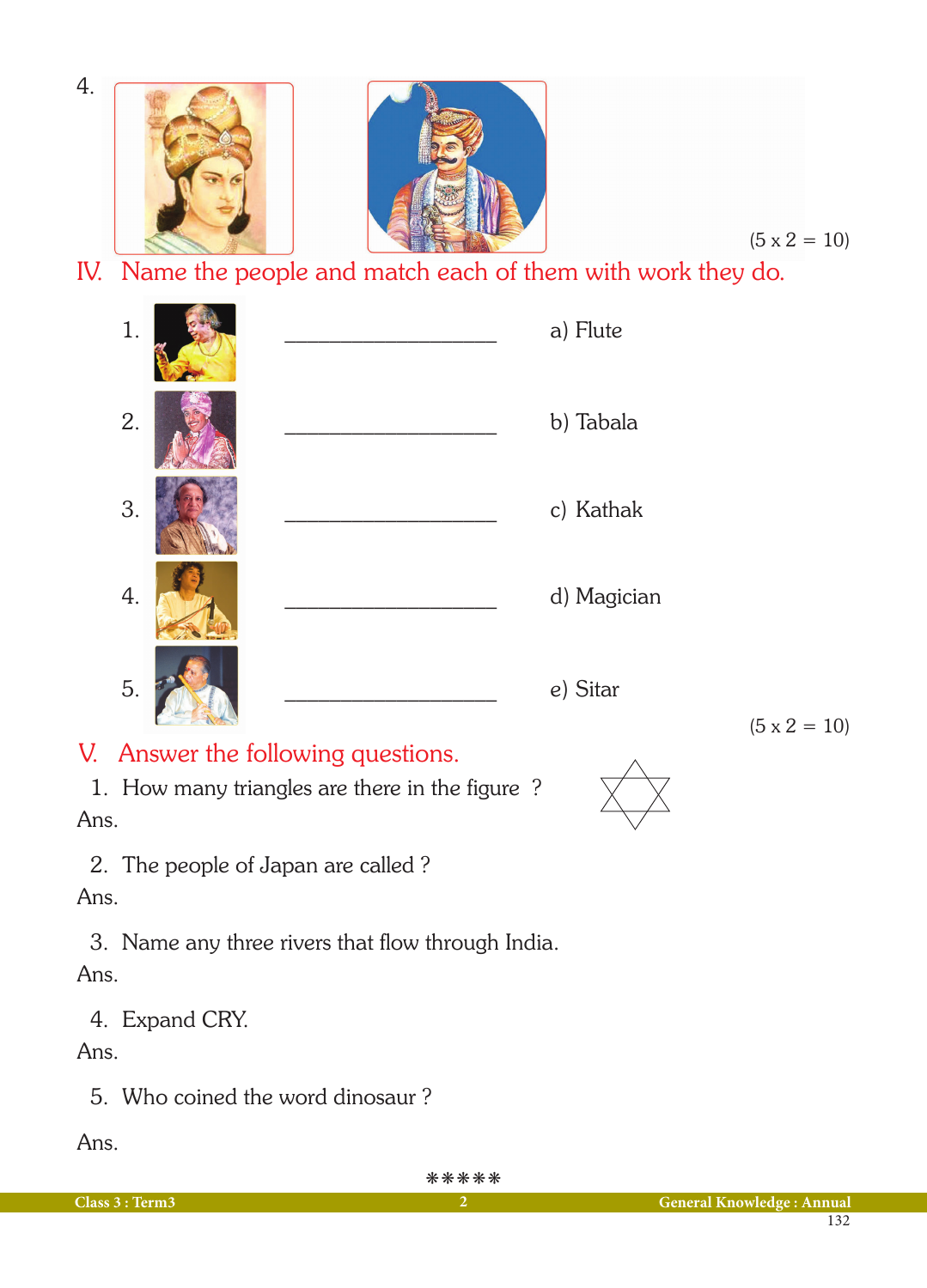4.

(5 x 2 = 10)

## IV. Name the people and match each of them with work they do.

1. ____________________ a) Flute

2. ____________________ b) Tabala

3. ____________________ c) Kathak

4. ____________________ d) Magician

5. ____________________ e) Sitar

(5 x 2 = 10)

## V. Answer the following questions.

1. How many triangles are there in the figure ?

Ans.

2. The people of Japan are called ?

Ans.

3. Name any three rivers that flow through India.

Ans.

4. Expand CRY.

Ans.

5. Who coined the word dinosaur ?

Ans.

*****